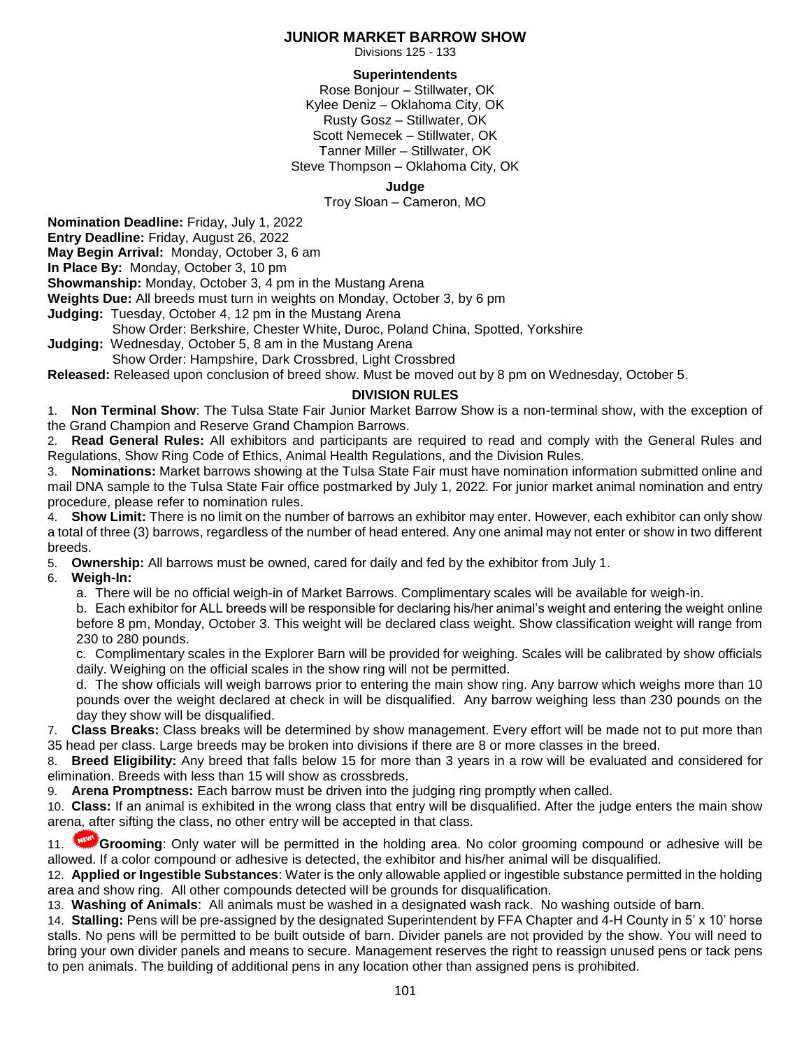# JUNIOR MARKET BARROW SHOW

Divisions 125 - 133

**Superintendents**

Rose Bonjour – Stillwater, OK
Kylee Deniz – Oklahoma City, OK
Rusty Gosz – Stillwater, OK
Scott Nemecek – Stillwater, OK
Tanner Miller – Stillwater, OK
Steve Thompson – Oklahoma City, OK

**Judge**

Troy Sloan – Cameron, MO

**Nomination Deadline:** Friday, July 1, 2022
**Entry Deadline:** Friday, August 26, 2022
**May Begin Arrival:** Monday, October 3, 6 am
**In Place By:** Monday, October 3, 10 pm
**Showmanship:** Monday, October 3, 4 pm in the Mustang Arena
**Weights Due:** All breeds must turn in weights on Monday, October 3, by 6 pm
**Judging:** Tuesday, October 4, 12 pm in the Mustang Arena
Show Order: Berkshire, Chester White, Duroc, Poland China, Spotted, Yorkshire
**Judging:** Wednesday, October 5, 8 am in the Mustang Arena
Show Order: Hampshire, Dark Crossbred, Light Crossbred
**Released:** Released upon conclusion of breed show. Must be moved out by 8 pm on Wednesday, October 5.

## DIVISION RULES

1. **Non Terminal Show**: The Tulsa State Fair Junior Market Barrow Show is a non-terminal show, with the exception of the Grand Champion and Reserve Grand Champion Barrows.
2. **Read General Rules:** All exhibitors and participants are required to read and comply with the General Rules and Regulations, Show Ring Code of Ethics, Animal Health Regulations, and the Division Rules.
3. **Nominations:** Market barrows showing at the Tulsa State Fair must have nomination information submitted online and mail DNA sample to the Tulsa State Fair office postmarked by July 1, 2022. For junior market animal nomination and entry procedure, please refer to nomination rules.
4. **Show Limit:** There is no limit on the number of barrows an exhibitor may enter. However, each exhibitor can only show a total of three (3) barrows, regardless of the number of head entered. Any one animal may not enter or show in two different breeds.
5. **Ownership:** All barrows must be owned, cared for daily and fed by the exhibitor from July 1.
6. **Weigh-In:**
   a. There will be no official weigh-in of Market Barrows. Complimentary scales will be available for weigh-in.
   b. Each exhibitor for ALL breeds will be responsible for declaring his/her animal's weight and entering the weight online before 8 pm, Monday, October 3. This weight will be declared class weight. Show classification weight will range from 230 to 280 pounds.
   c. Complimentary scales in the Explorer Barn will be provided for weighing. Scales will be calibrated by show officials daily. Weighing on the official scales in the show ring will not be permitted.
   d. The show officials will weigh barrows prior to entering the main show ring. Any barrow which weighs more than 10 pounds over the weight declared at check in will be disqualified. Any barrow weighing less than 230 pounds on the day they show will be disqualified.
7. **Class Breaks:** Class breaks will be determined by show management. Every effort will be made not to put more than 35 head per class. Large breeds may be broken into divisions if there are 8 or more classes in the breed.
8. **Breed Eligibility:** Any breed that falls below 15 for more than 3 years in a row will be evaluated and considered for elimination. Breeds with less than 15 will show as crossbreds.
9. **Arena Promptness:** Each barrow must be driven into the judging ring promptly when called.
10. **Class:** If an animal is exhibited in the wrong class that entry will be disqualified. After the judge enters the main show arena, after sifting the class, no other entry will be accepted in that class.
11. NEW! **Grooming**: Only water will be permitted in the holding area. No color grooming compound or adhesive will be allowed. If a color compound or adhesive is detected, the exhibitor and his/her animal will be disqualified.
12. **Applied or Ingestible Substances**: Water is the only allowable applied or ingestible substance permitted in the holding area and show ring. All other compounds detected will be grounds for disqualification.
13. **Washing of Animals**: All animals must be washed in a designated wash rack. No washing outside of barn.
14. **Stalling:** Pens will be pre-assigned by the designated Superintendent by FFA Chapter and 4-H County in 5' x 10' horse stalls. No pens will be permitted to be built outside of barn. Divider panels are not provided by the show. You will need to bring your own divider panels and means to secure. Management reserves the right to reassign unused pens or tack pens to pen animals. The building of additional pens in any location other than assigned pens is prohibited.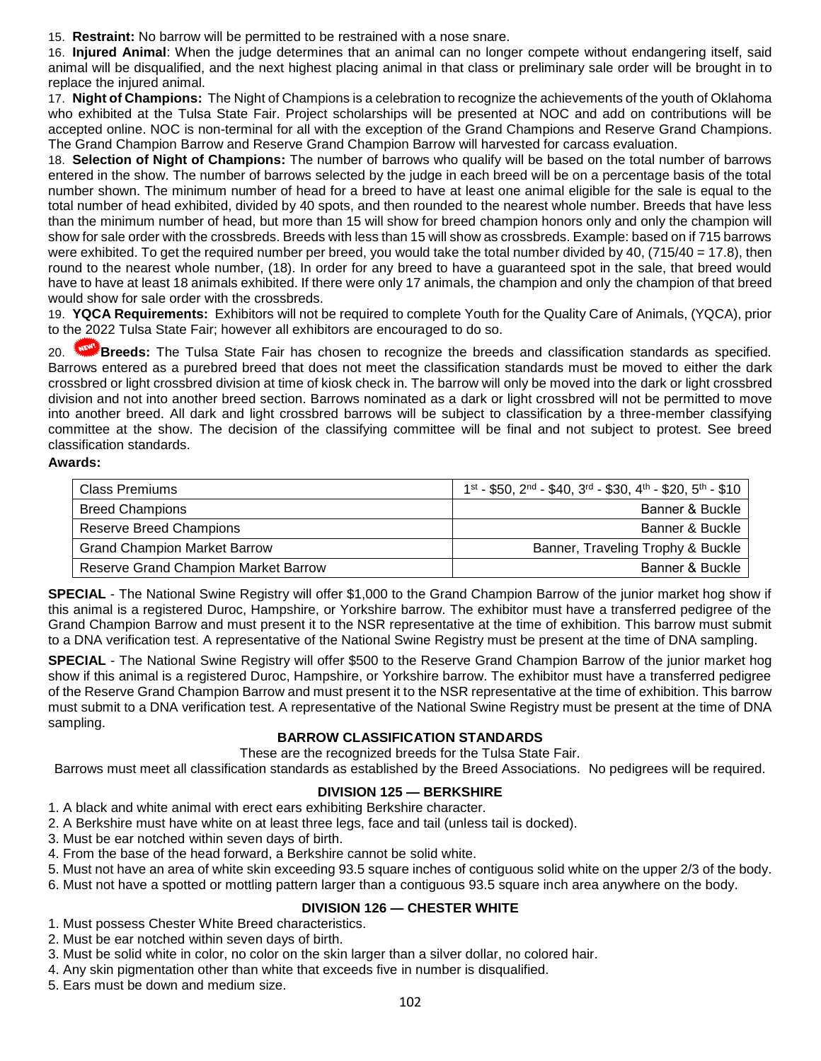15. **Restraint:** No barrow will be permitted to be restrained with a nose snare.

16. **Injured Animal**: When the judge determines that an animal can no longer compete without endangering itself, said animal will be disqualified, and the next highest placing animal in that class or preliminary sale order will be brought in to replace the injured animal.

17. **Night of Champions:** The Night of Champions is a celebration to recognize the achievements of the youth of Oklahoma who exhibited at the Tulsa State Fair. Project scholarships will be presented at NOC and add on contributions will be accepted online. NOC is non-terminal for all with the exception of the Grand Champions and Reserve Grand Champions. The Grand Champion Barrow and Reserve Grand Champion Barrow will harvested for carcass evaluation.

18. **Selection of Night of Champions:** The number of barrows who qualify will be based on the total number of barrows entered in the show. The number of barrows selected by the judge in each breed will be on a percentage basis of the total number shown. The minimum number of head for a breed to have at least one animal eligible for the sale is equal to the total number of head exhibited, divided by 40 spots, and then rounded to the nearest whole number. Breeds that have less than the minimum number of head, but more than 15 will show for breed champion honors only and only the champion will show for sale order with the crossbreds. Breeds with less than 15 will show as crossbreds. Example: based on if 715 barrows were exhibited. To get the required number per breed, you would take the total number divided by 40, (715/40 = 17.8), then round to the nearest whole number, (18). In order for any breed to have a guaranteed spot in the sale, that breed would have to have at least 18 animals exhibited. If there were only 17 animals, the champion and only the champion of that breed would show for sale order with the crossbreds.

19. **YQCA Requirements:** Exhibitors will not be required to complete Youth for the Quality Care of Animals, (YQCA), prior to the 2022 Tulsa State Fair; however all exhibitors are encouraged to do so.

20. NEW! **Breeds:** The Tulsa State Fair has chosen to recognize the breeds and classification standards as specified. Barrows entered as a purebred breed that does not meet the classification standards must be moved to either the dark crossbred or light crossbred division at time of kiosk check in. The barrow will only be moved into the dark or light crossbred division and not into another breed section. Barrows nominated as a dark or light crossbred will not be permitted to move into another breed. All dark and light crossbred barrows will be subject to classification by a three-member classifying committee at the show. The decision of the classifying committee will be final and not subject to protest. See breed classification standards.

**Awards:**

| Class Premiums | 1st - $50, 2nd - $40, 3rd - $30, 4th - $20, 5th - $10 |
|---|---|
| Breed Champions | Banner & Buckle |
| Reserve Breed Champions | Banner & Buckle |
| Grand Champion Market Barrow | Banner, Traveling Trophy & Buckle |
| Reserve Grand Champion Market Barrow | Banner & Buckle |

**SPECIAL** - The National Swine Registry will offer $1,000 to the Grand Champion Barrow of the junior market hog show if this animal is a registered Duroc, Hampshire, or Yorkshire barrow. The exhibitor must have a transferred pedigree of the Grand Champion Barrow and must present it to the NSR representative at the time of exhibition. This barrow must submit to a DNA verification test. A representative of the National Swine Registry must be present at the time of DNA sampling.

**SPECIAL** - The National Swine Registry will offer $500 to the Reserve Grand Champion Barrow of the junior market hog show if this animal is a registered Duroc, Hampshire, or Yorkshire barrow. The exhibitor must have a transferred pedigree of the Reserve Grand Champion Barrow and must present it to the NSR representative at the time of exhibition. This barrow must submit to a DNA verification test. A representative of the National Swine Registry must be present at the time of DNA sampling.

## BARROW CLASSIFICATION STANDARDS

These are the recognized breeds for the Tulsa State Fair.

Barrows must meet all classification standards as established by the Breed Associations. No pedigrees will be required.

### DIVISION 125 — BERKSHIRE

1. A black and white animal with erect ears exhibiting Berkshire character.
2. A Berkshire must have white on at least three legs, face and tail (unless tail is docked).
3. Must be ear notched within seven days of birth.
4. From the base of the head forward, a Berkshire cannot be solid white.
5. Must not have an area of white skin exceeding 93.5 square inches of contiguous solid white on the upper 2/3 of the body.
6. Must not have a spotted or mottling pattern larger than a contiguous 93.5 square inch area anywhere on the body.

### DIVISION 126 — CHESTER WHITE

1. Must possess Chester White Breed characteristics.
2. Must be ear notched within seven days of birth.
3. Must be solid white in color, no color on the skin larger than a silver dollar, no colored hair.
4. Any skin pigmentation other than white that exceeds five in number is disqualified.
5. Ears must be down and medium size.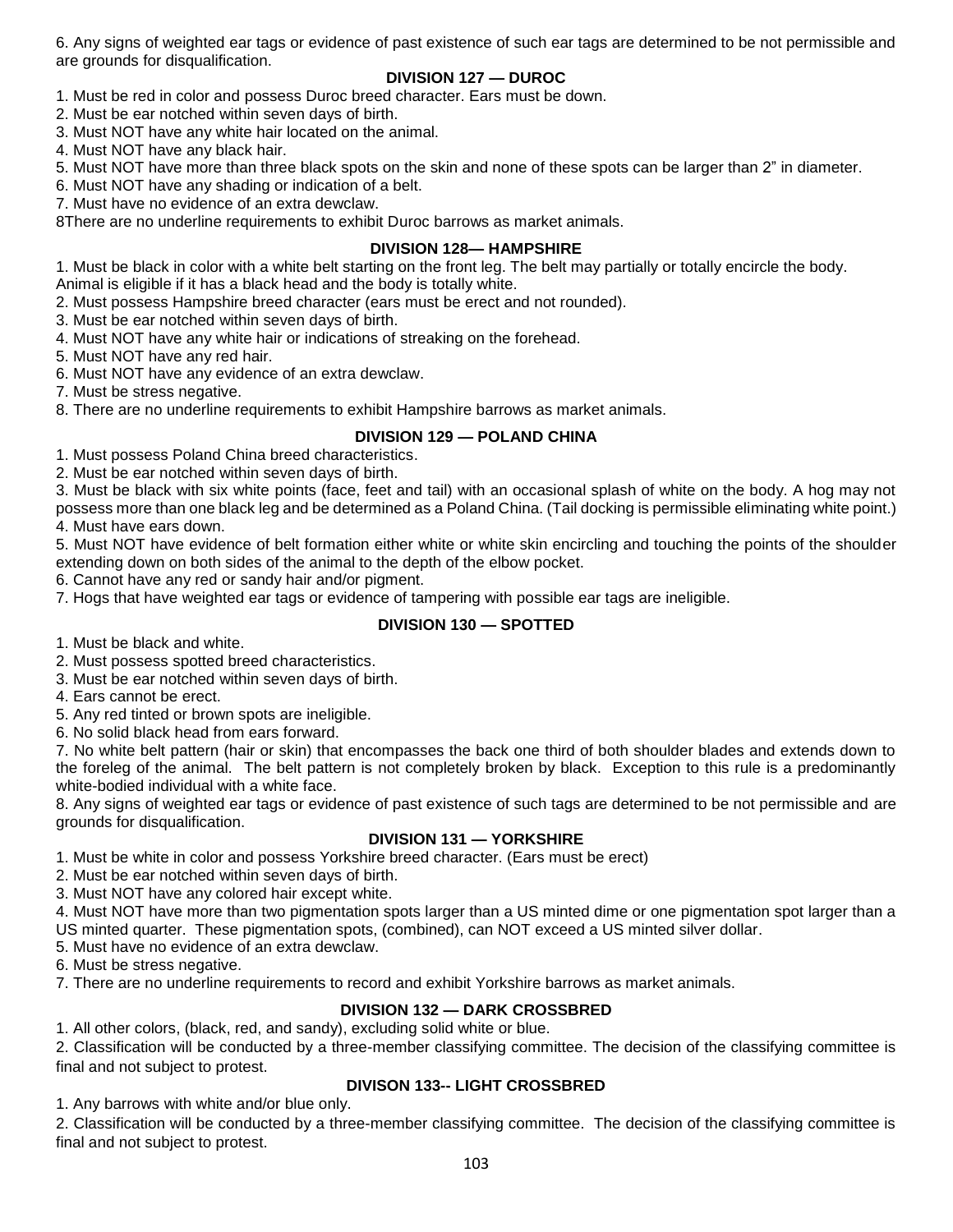6. Any signs of weighted ear tags or evidence of past existence of such ear tags are determined to be not permissible and are grounds for disqualification.

## DIVISION 127 — DUROC

1. Must be red in color and possess Duroc breed character. Ears must be down.
2. Must be ear notched within seven days of birth.
3. Must NOT have any white hair located on the animal.
4. Must NOT have any black hair.
5. Must NOT have more than three black spots on the skin and none of these spots can be larger than 2" in diameter.
6. Must NOT have any shading or indication of a belt.
7. Must have no evidence of an extra dewclaw.

8There are no underline requirements to exhibit Duroc barrows as market animals.

## DIVISION 128— HAMPSHIRE

1. Must be black in color with a white belt starting on the front leg. The belt may partially or totally encircle the body. Animal is eligible if it has a black head and the body is totally white.
2. Must possess Hampshire breed character (ears must be erect and not rounded).
3. Must be ear notched within seven days of birth.
4. Must NOT have any white hair or indications of streaking on the forehead.
5. Must NOT have any red hair.
6. Must NOT have any evidence of an extra dewclaw.
7. Must be stress negative.
8. There are no underline requirements to exhibit Hampshire barrows as market animals.

## DIVISION 129 — POLAND CHINA

1. Must possess Poland China breed characteristics.
2. Must be ear notched within seven days of birth.
3. Must be black with six white points (face, feet and tail) with an occasional splash of white on the body. A hog may not possess more than one black leg and be determined as a Poland China. (Tail docking is permissible eliminating white point.)
4. Must have ears down.
5. Must NOT have evidence of belt formation either white or white skin encircling and touching the points of the shoulder extending down on both sides of the animal to the depth of the elbow pocket.
6. Cannot have any red or sandy hair and/or pigment.
7. Hogs that have weighted ear tags or evidence of tampering with possible ear tags are ineligible.

## DIVISION 130 — SPOTTED

1. Must be black and white.
2. Must possess spotted breed characteristics.
3. Must be ear notched within seven days of birth.
4. Ears cannot be erect.
5. Any red tinted or brown spots are ineligible.
6. No solid black head from ears forward.
7. No white belt pattern (hair or skin) that encompasses the back one third of both shoulder blades and extends down to the foreleg of the animal. The belt pattern is not completely broken by black. Exception to this rule is a predominantly white-bodied individual with a white face.
8. Any signs of weighted ear tags or evidence of past existence of such tags are determined to be not permissible and are grounds for disqualification.

## DIVISION 131 — YORKSHIRE

1. Must be white in color and possess Yorkshire breed character. (Ears must be erect)
2. Must be ear notched within seven days of birth.
3. Must NOT have any colored hair except white.
4. Must NOT have more than two pigmentation spots larger than a US minted dime or one pigmentation spot larger than a US minted quarter. These pigmentation spots, (combined), can NOT exceed a US minted silver dollar.
5. Must have no evidence of an extra dewclaw.
6. Must be stress negative.
7. There are no underline requirements to record and exhibit Yorkshire barrows as market animals.

## DIVISION 132 — DARK CROSSBRED

1. All other colors, (black, red, and sandy), excluding solid white or blue.
2. Classification will be conducted by a three-member classifying committee. The decision of the classifying committee is final and not subject to protest.

## DIVISON 133-- LIGHT CROSSBRED

1. Any barrows with white and/or blue only.
2. Classification will be conducted by a three-member classifying committee. The decision of the classifying committee is final and not subject to protest.